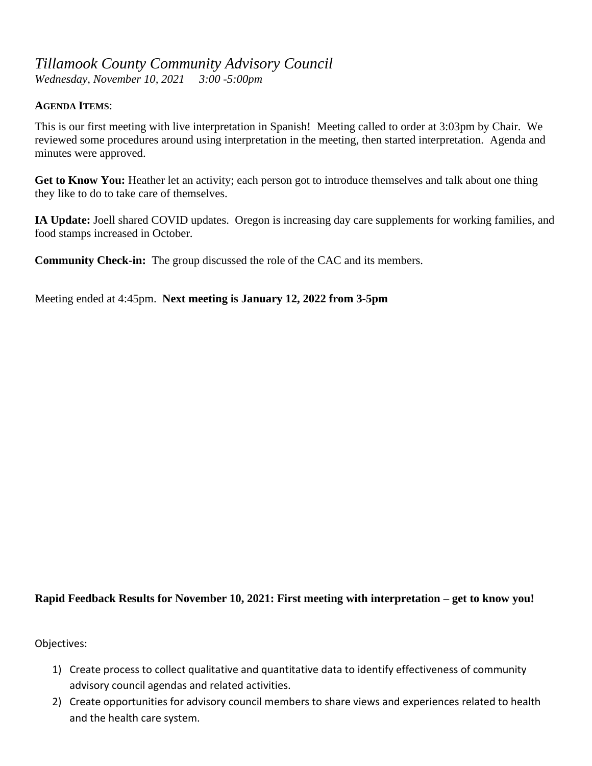# *Tillamook County Community Advisory Council*

*Wednesday, November 10, 2021 3:00 -5:00pm*

**AGENDA ITEMS**:

This is our first meeting with live interpretation in Spanish! Meeting called to order at 3:03pm by Chair. We reviewed some procedures around using interpretation in the meeting, then started interpretation. Agenda and minutes were approved.

**Get to Know You:** Heather let an activity; each person got to introduce themselves and talk about one thing they like to do to take care of themselves.

**IA Update:** Joell shared COVID updates. Oregon is increasing day care supplements for working families, and food stamps increased in October.

**Community Check-in:** The group discussed the role of the CAC and its members.

Meeting ended at 4:45pm. **Next meeting is January 12, 2022 from 3-5pm**

**Rapid Feedback Results for November 10, 2021: First meeting with interpretation – get to know you!**

Objectives:

1) Create process to collect qualitative and quantitative data to identify effectiveness of community advisory council agendas and related activities.
2) Create opportunities for advisory council members to share views and experiences related to health and the health care system.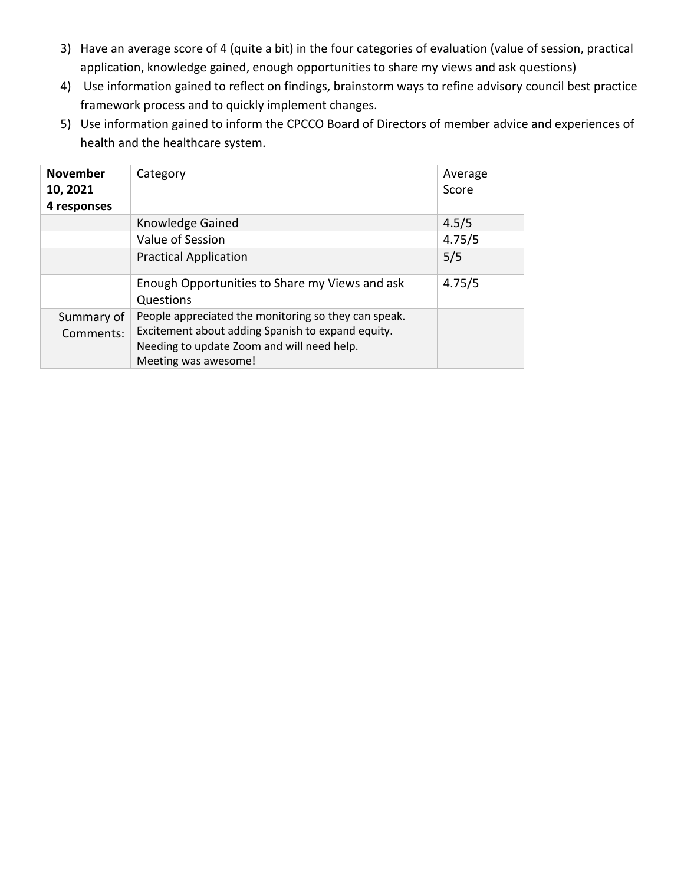3) Have an average score of 4 (quite a bit) in the four categories of evaluation (value of session, practical application, knowledge gained, enough opportunities to share my views and ask questions)
4) Use information gained to reflect on findings, brainstorm ways to refine advisory council best practice framework process and to quickly implement changes.
5) Use information gained to inform the CPCCO Board of Directors of member advice and experiences of health and the healthcare system.

| **November 10, 2021 4 responses** | Category | Average Score |
|---|---|---|
| | Knowledge Gained | 4.5/5 |
| | Value of Session | 4.75/5 |
| | Practical Application | 5/5 |
| | Enough Opportunities to Share my Views and ask Questions | 4.75/5 |
| Summary of Comments: | People appreciated the monitoring so they can speak. Excitement about adding Spanish to expand equity. Needing to update Zoom and will need help. Meeting was awesome! | |